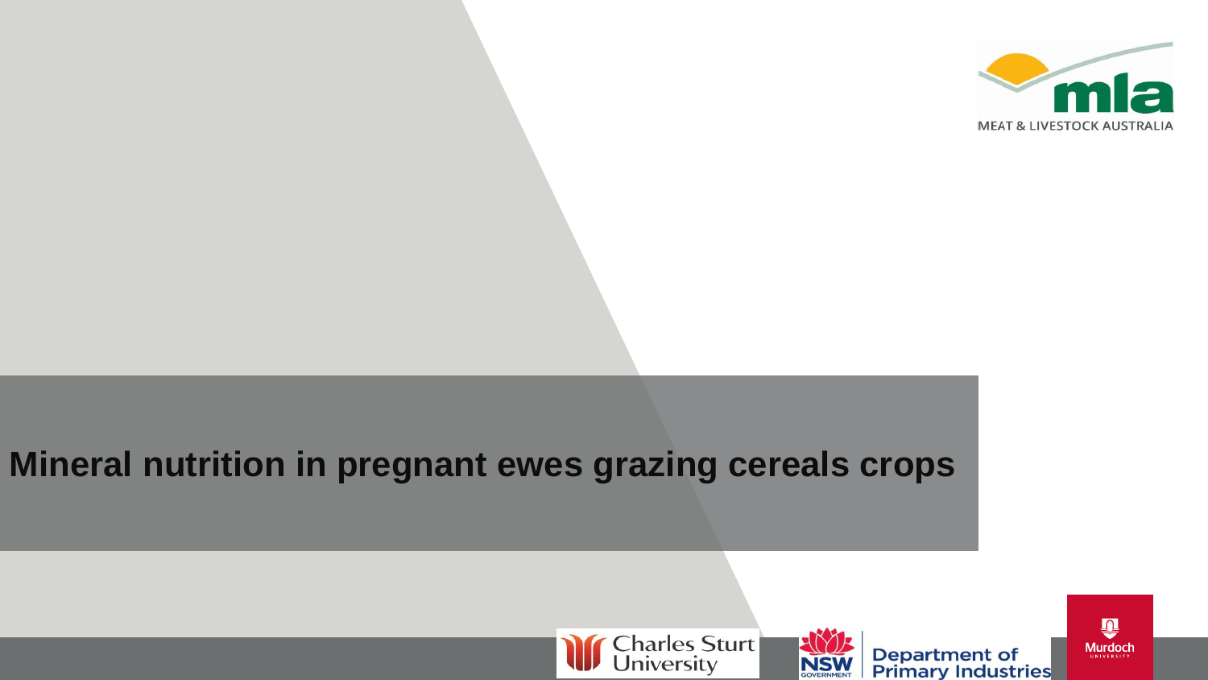# Mineral nutrition in pregnant ewes grazing cereals crops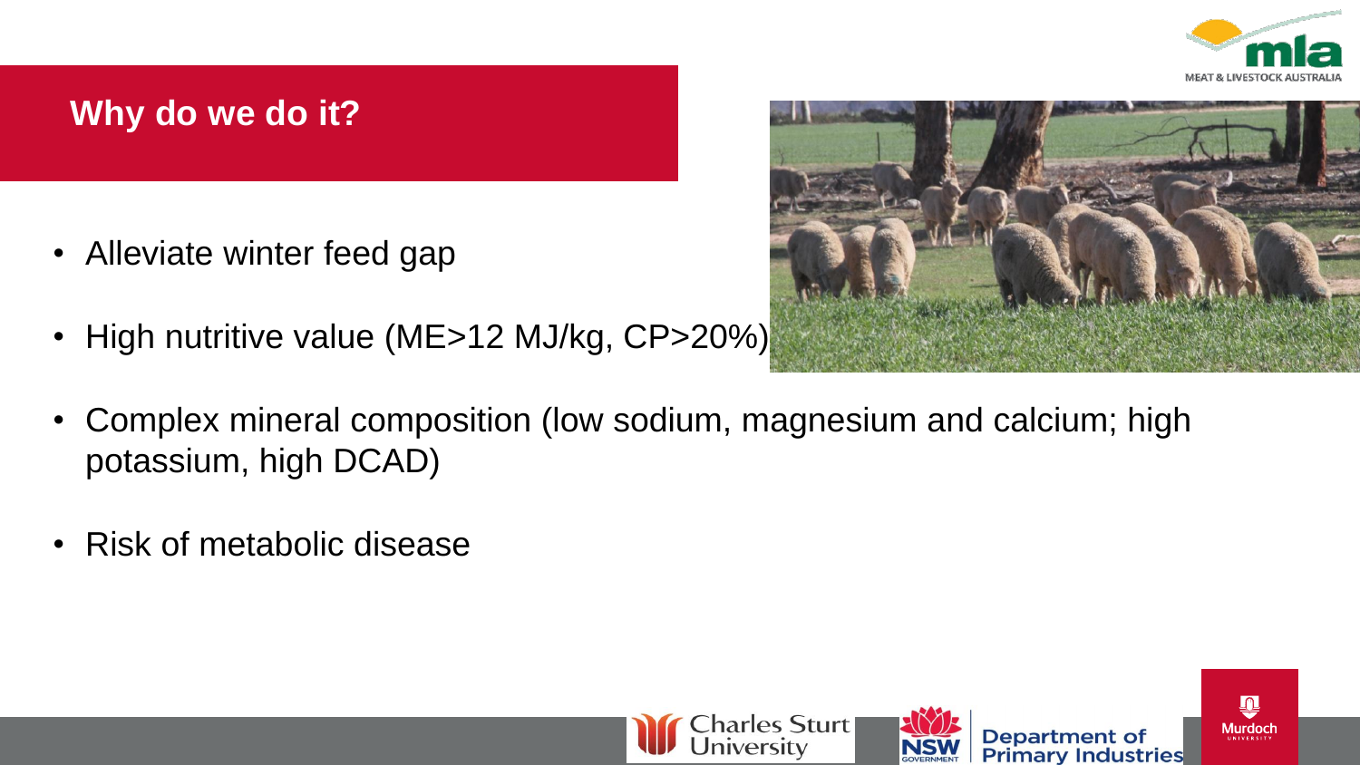## Why do we do it?

- Alleviate winter feed gap
- High nutritive value (ME>12 MJ/kg, CP>20%)
- Complex mineral composition (low sodium, magnesium and calcium; high potassium, high DCAD)
- Risk of metabolic disease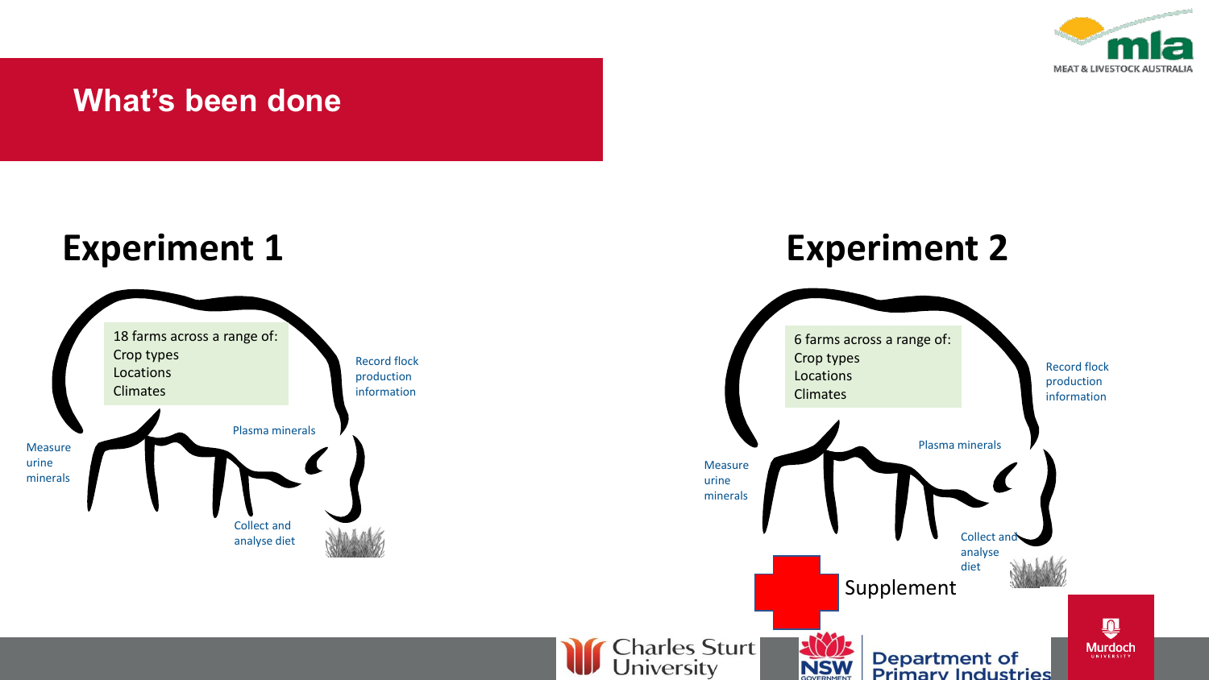## What's been done

### Experiment 1

18 farms across a range of:
Crop types
Locations
Climates

Record flock production information

Plasma minerals

Measure urine minerals

Collect and analyse diet

### Experiment 2

6 farms across a range of:
Crop types
Locations
Climates

Record flock production information

Plasma minerals

Measure urine minerals

Collect and analyse diet

Supplement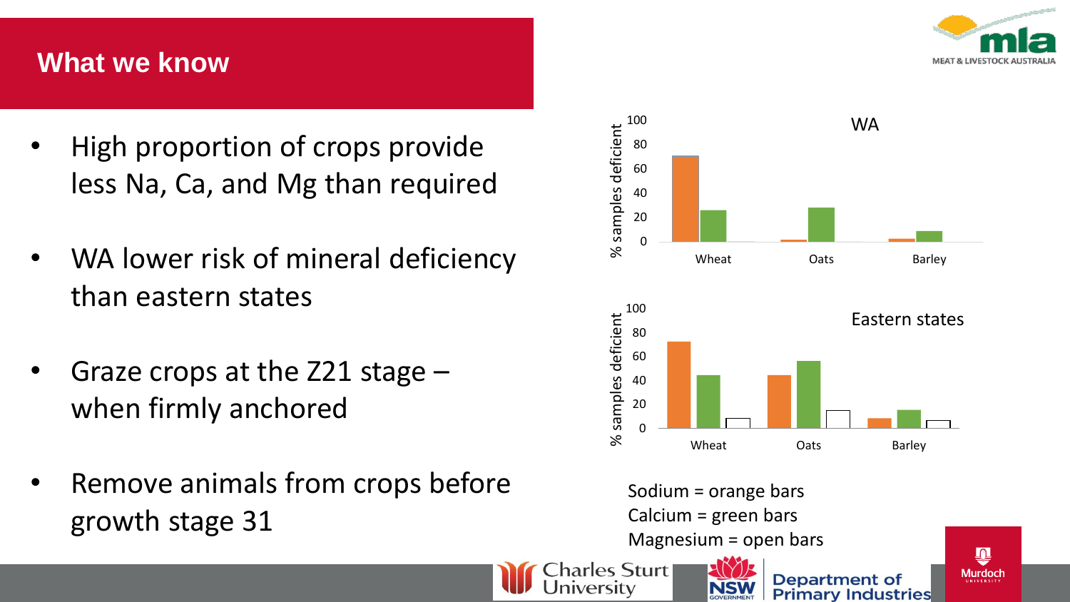## What we know

- High proportion of crops provide less Na, Ca, and Mg than required
- WA lower risk of mineral deficiency than eastern states
- Graze crops at the Z21 stage – when firmly anchored
- Remove animals from crops before growth stage 31

WA

% samples deficient

100
80
60
40
20
0

Wheat
Oats
Barley

Eastern states

% samples deficient

100
80
60
40
20
0

Wheat
Oats
Barley

Sodium = orange bars
Calcium = green bars
Magnesium = open bars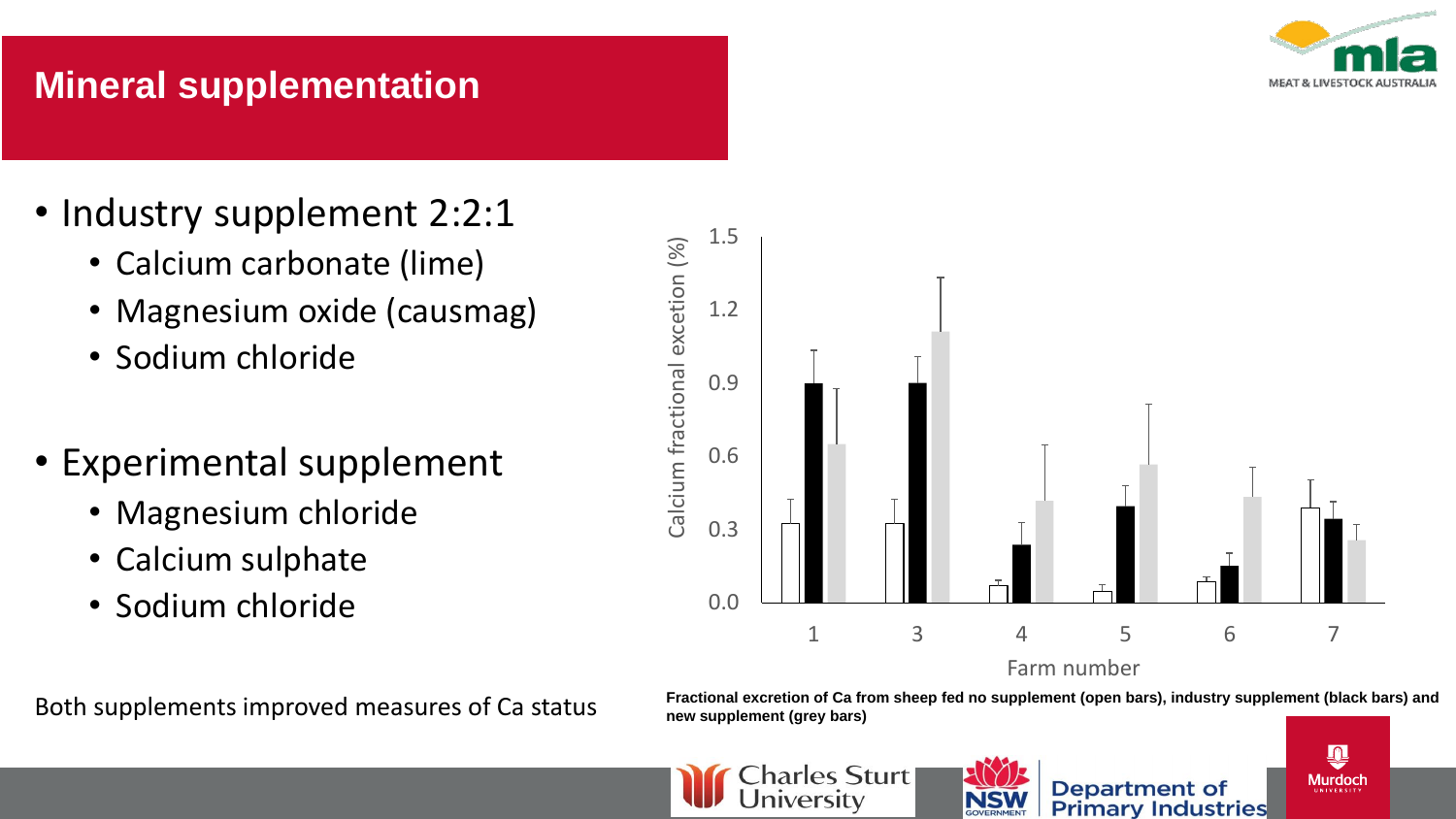# Mineral supplementation

- Industry supplement 2:2:1
  - Calcium carbonate (lime)
  - Magnesium oxide (causmag)
  - Sodium chloride

- Experimental supplement
  - Magnesium chloride
  - Calcium sulphate
  - Sodium chloride

Both supplements improved measures of Ca status

Calcium fractional exction (%)

1.5
1.2
0.9
0.6
0.3
0.0

1 3 4 5 6 7

Farm number

**Fractional excretion of Ca from sheep fed no supplement (open bars), industry supplement (black bars) and new supplement (grey bars)**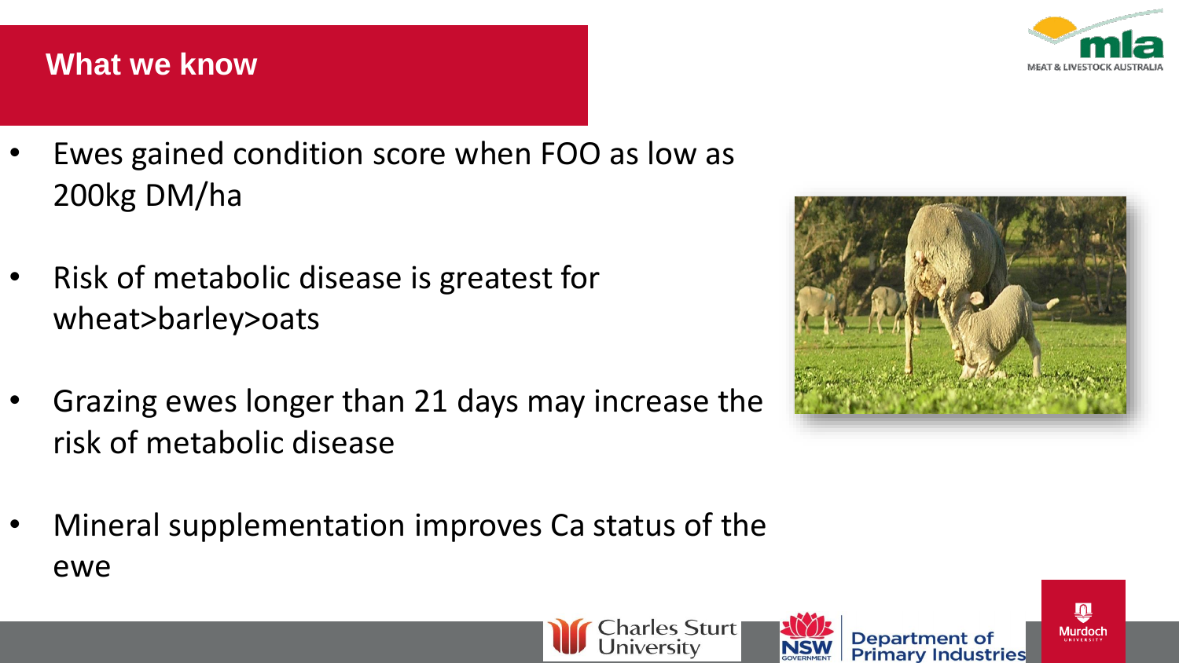## What we know

- Ewes gained condition score when FOO as low as 200kg DM/ha
- Risk of metabolic disease is greatest for wheat>barley>oats
- Grazing ewes longer than 21 days may increase the risk of metabolic disease
- Mineral supplementation improves Ca status of the ewe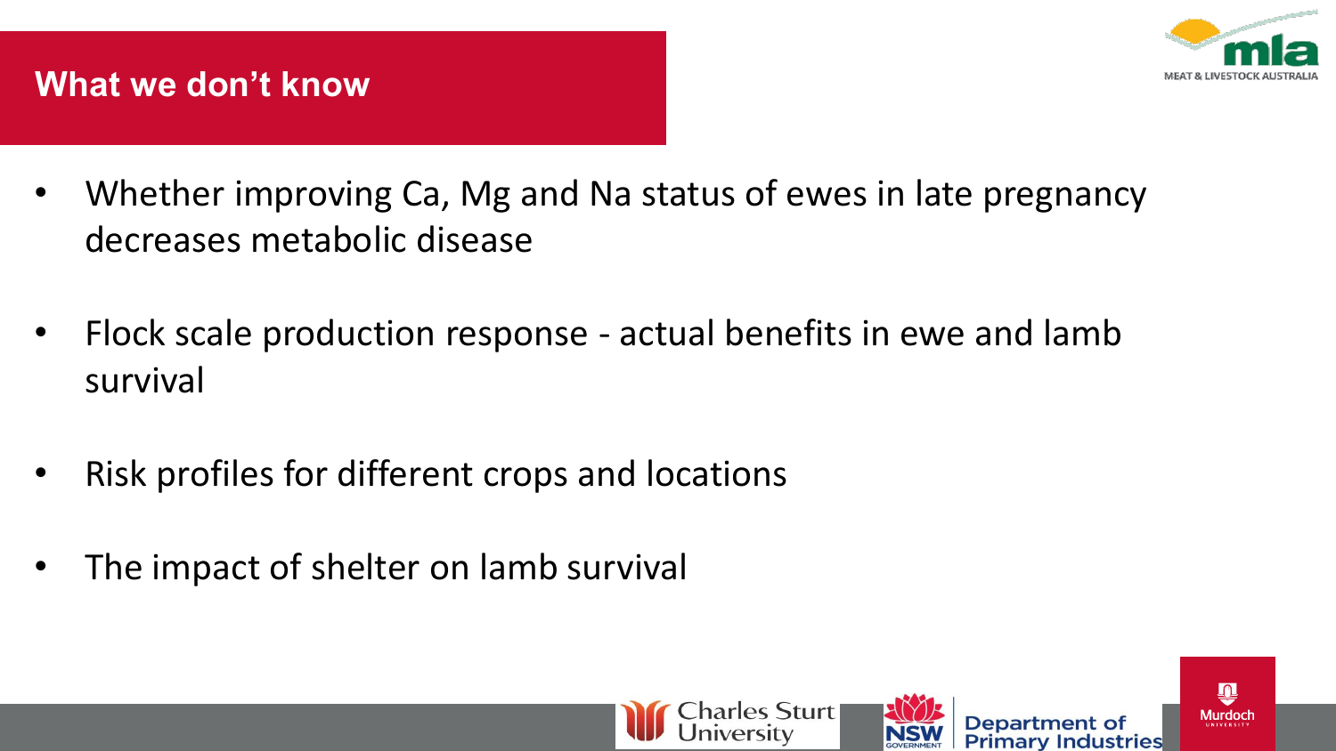## What we don't know

- Whether improving Ca, Mg and Na status of ewes in late pregnancy decreases metabolic disease
- Flock scale production response - actual benefits in ewe and lamb survival
- Risk profiles for different crops and locations
- The impact of shelter on lamb survival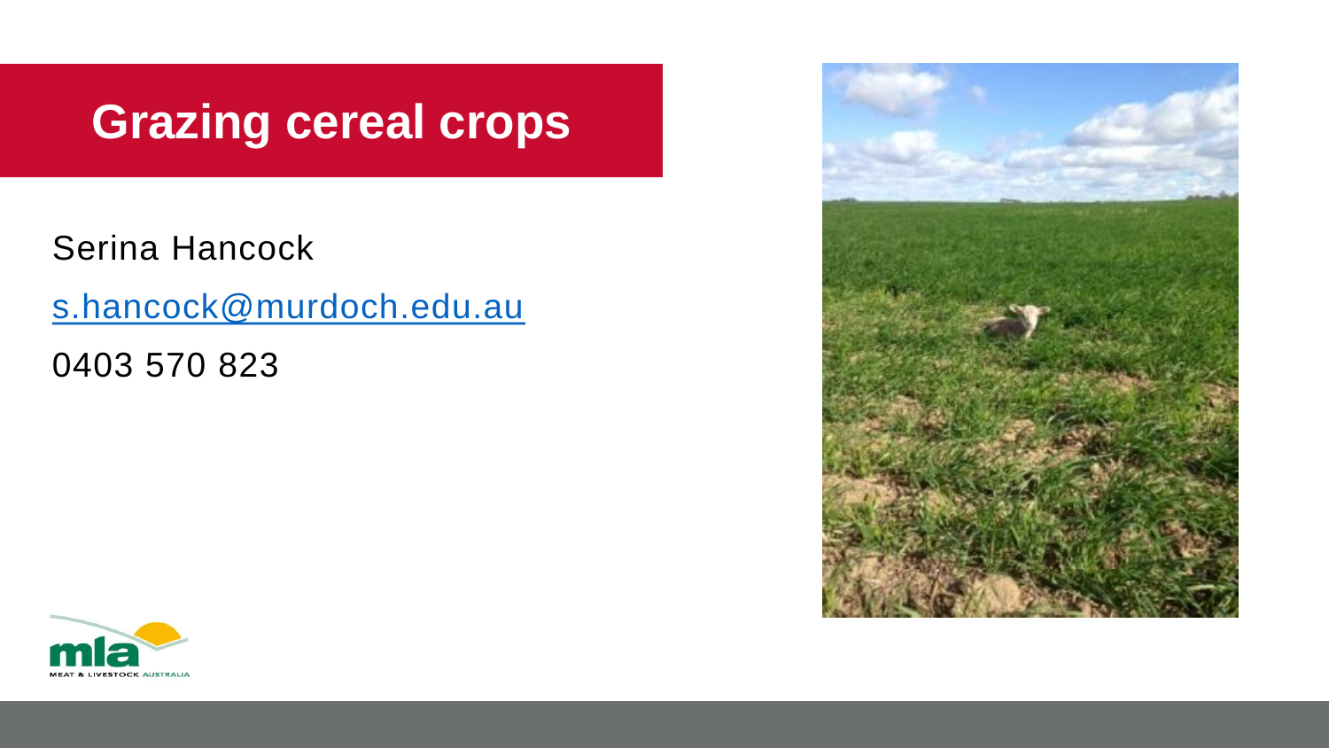# Grazing cereal crops

Serina Hancock

s.hancock@murdoch.edu.au

0403 570 823